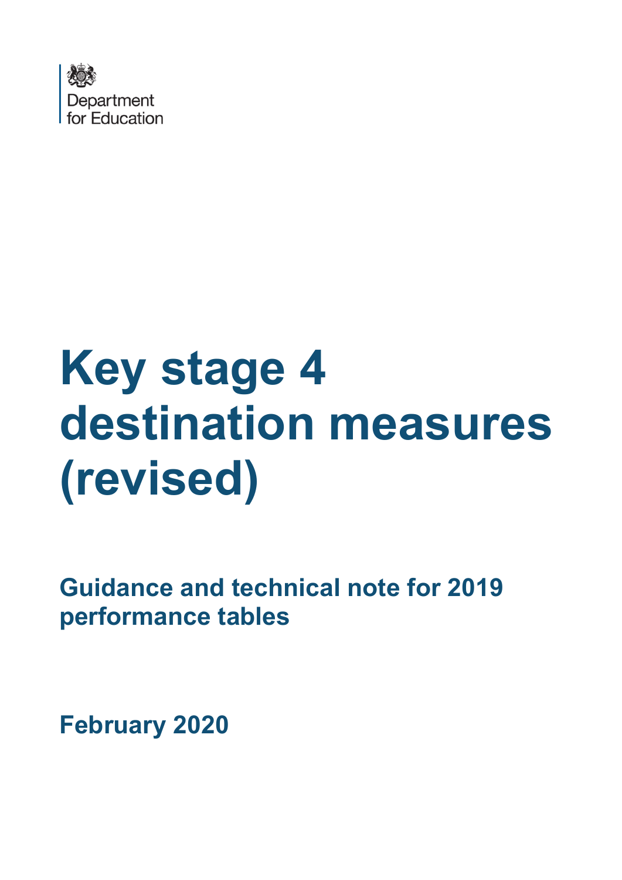Department for Education

# Key stage 4 destination measures (revised)

## Guidance and technical note for 2019 performance tables

**February 2020**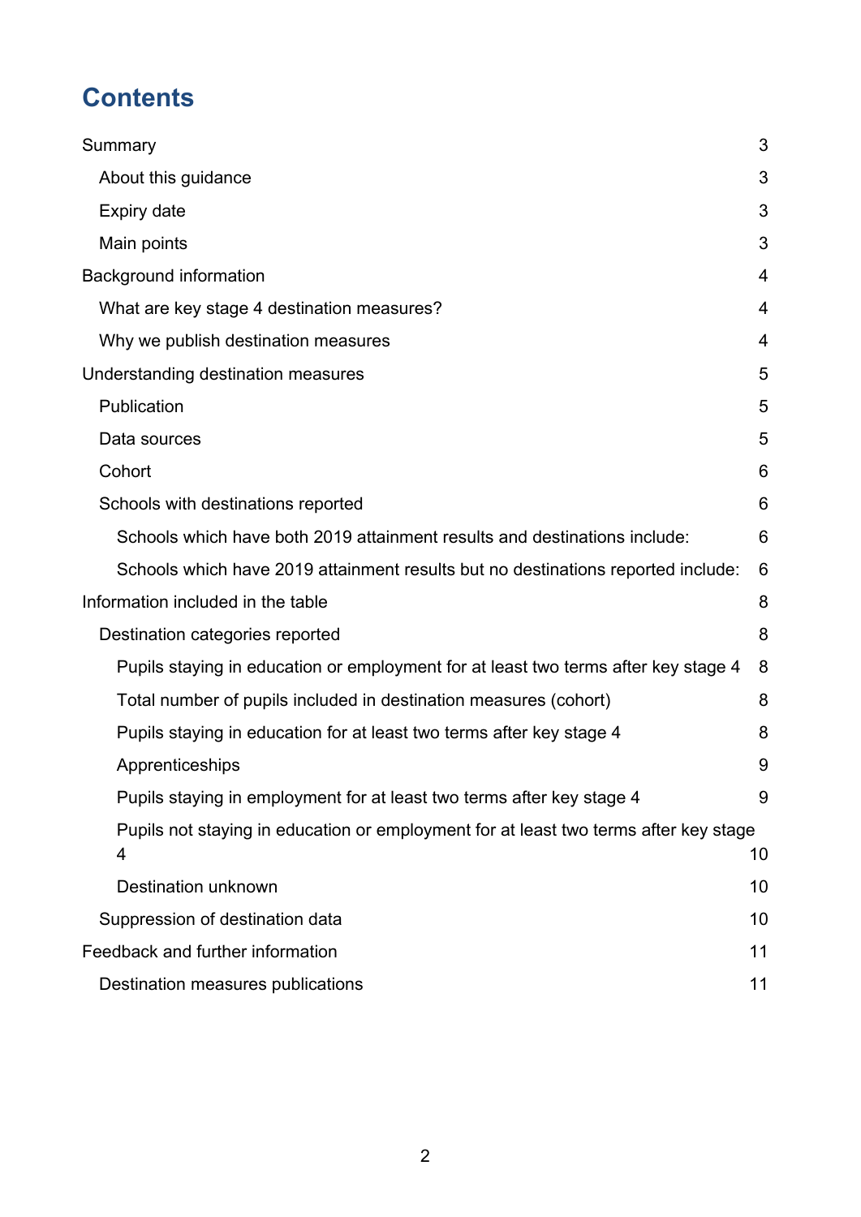# Contents

Summary 3

- About this guidance 3
- Expiry date 3
- Main points 3

Background information 4

- What are key stage 4 destination measures? 4
- Why we publish destination measures 4

Understanding destination measures 5

- Publication 5
- Data sources 5
- Cohort 6
- Schools with destinations reported 6
  - Schools which have both 2019 attainment results and destinations include: 6
  - Schools which have 2019 attainment results but no destinations reported include: 6

Information included in the table 8

- Destination categories reported 8
  - Pupils staying in education or employment for at least two terms after key stage 4 8
  - Total number of pupils included in destination measures (cohort) 8
  - Pupils staying in education for at least two terms after key stage 4 8
  - Apprenticeships 9
  - Pupils staying in employment for at least two terms after key stage 4 9
  - Pupils not staying in education or employment for at least two terms after key stage 4 10
  - Destination unknown 10
- Suppression of destination data 10

Feedback and further information 11

- Destination measures publications 11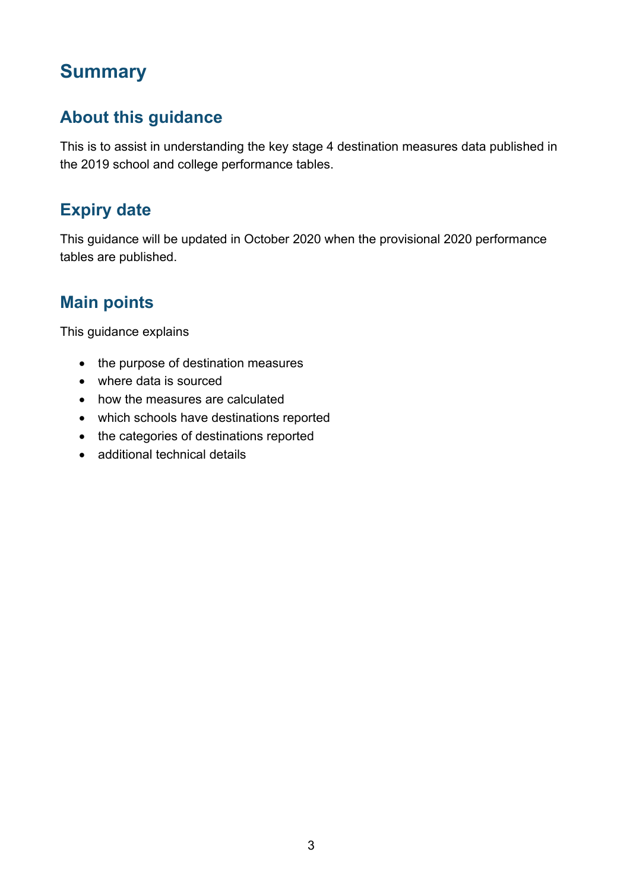# Summary

## About this guidance

This is to assist in understanding the key stage 4 destination measures data published in the 2019 school and college performance tables.

## Expiry date

This guidance will be updated in October 2020 when the provisional 2020 performance tables are published.

## Main points

This guidance explains

- the purpose of destination measures
- where data is sourced
- how the measures are calculated
- which schools have destinations reported
- the categories of destinations reported
- additional technical details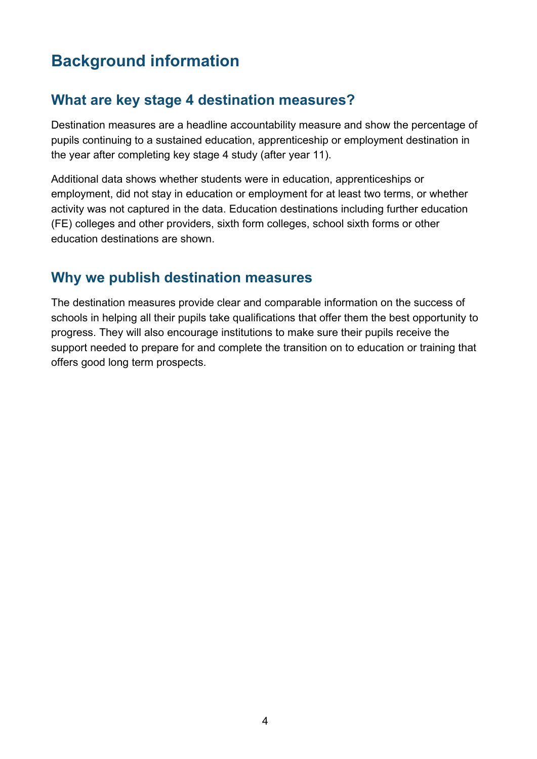# Background information

## What are key stage 4 destination measures?

Destination measures are a headline accountability measure and show the percentage of pupils continuing to a sustained education, apprenticeship or employment destination in the year after completing key stage 4 study (after year 11).

Additional data shows whether students were in education, apprenticeships or employment, did not stay in education or employment for at least two terms, or whether activity was not captured in the data. Education destinations including further education (FE) colleges and other providers, sixth form colleges, school sixth forms or other education destinations are shown.

## Why we publish destination measures

The destination measures provide clear and comparable information on the success of schools in helping all their pupils take qualifications that offer them the best opportunity to progress. They will also encourage institutions to make sure their pupils receive the support needed to prepare for and complete the transition on to education or training that offers good long term prospects.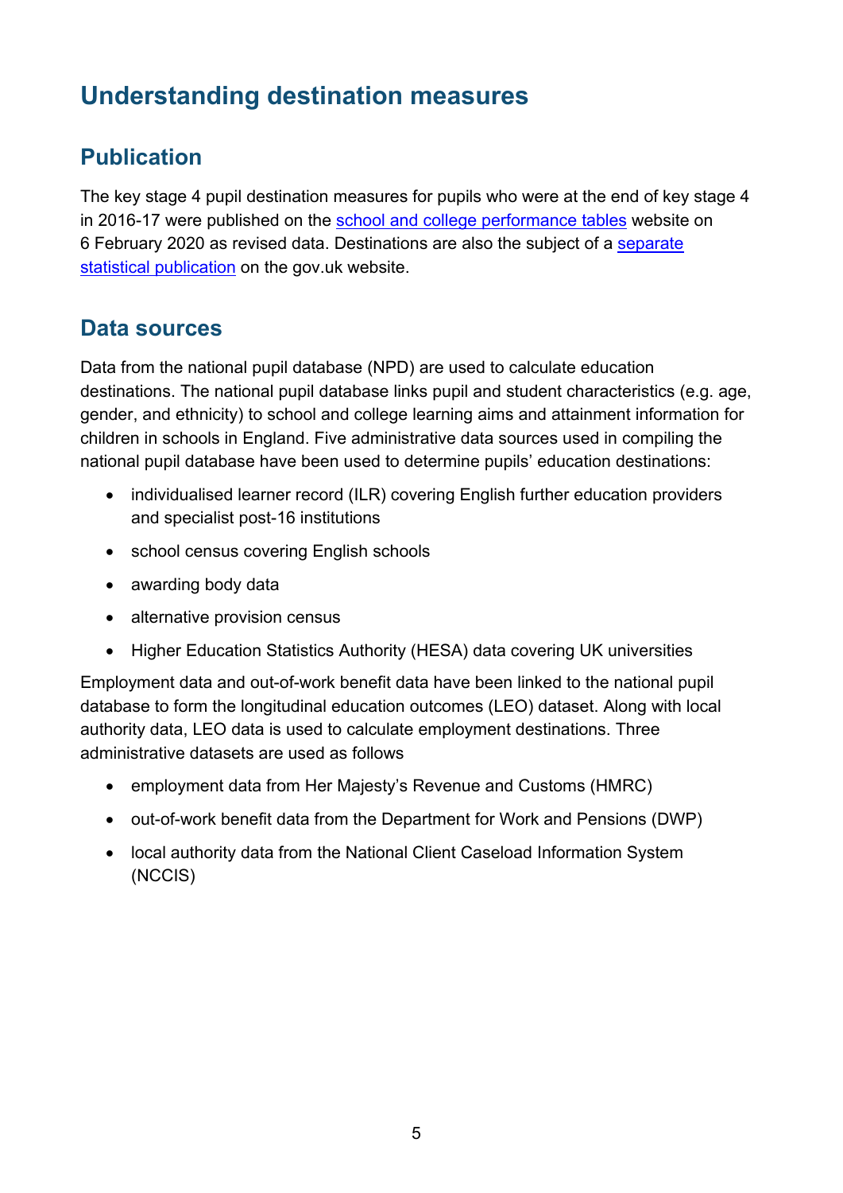# Understanding destination measures

## Publication

The key stage 4 pupil destination measures for pupils who were at the end of key stage 4 in 2016-17 were published on the school and college performance tables website on 6 February 2020 as revised data. Destinations are also the subject of a separate statistical publication on the gov.uk website.

## Data sources

Data from the national pupil database (NPD) are used to calculate education destinations. The national pupil database links pupil and student characteristics (e.g. age, gender, and ethnicity) to school and college learning aims and attainment information for children in schools in England. Five administrative data sources used in compiling the national pupil database have been used to determine pupils' education destinations:

- individualised learner record (ILR) covering English further education providers and specialist post-16 institutions
- school census covering English schools
- awarding body data
- alternative provision census
- Higher Education Statistics Authority (HESA) data covering UK universities

Employment data and out-of-work benefit data have been linked to the national pupil database to form the longitudinal education outcomes (LEO) dataset. Along with local authority data, LEO data is used to calculate employment destinations. Three administrative datasets are used as follows

- employment data from Her Majesty's Revenue and Customs (HMRC)
- out-of-work benefit data from the Department for Work and Pensions (DWP)
- local authority data from the National Client Caseload Information System (NCCIS)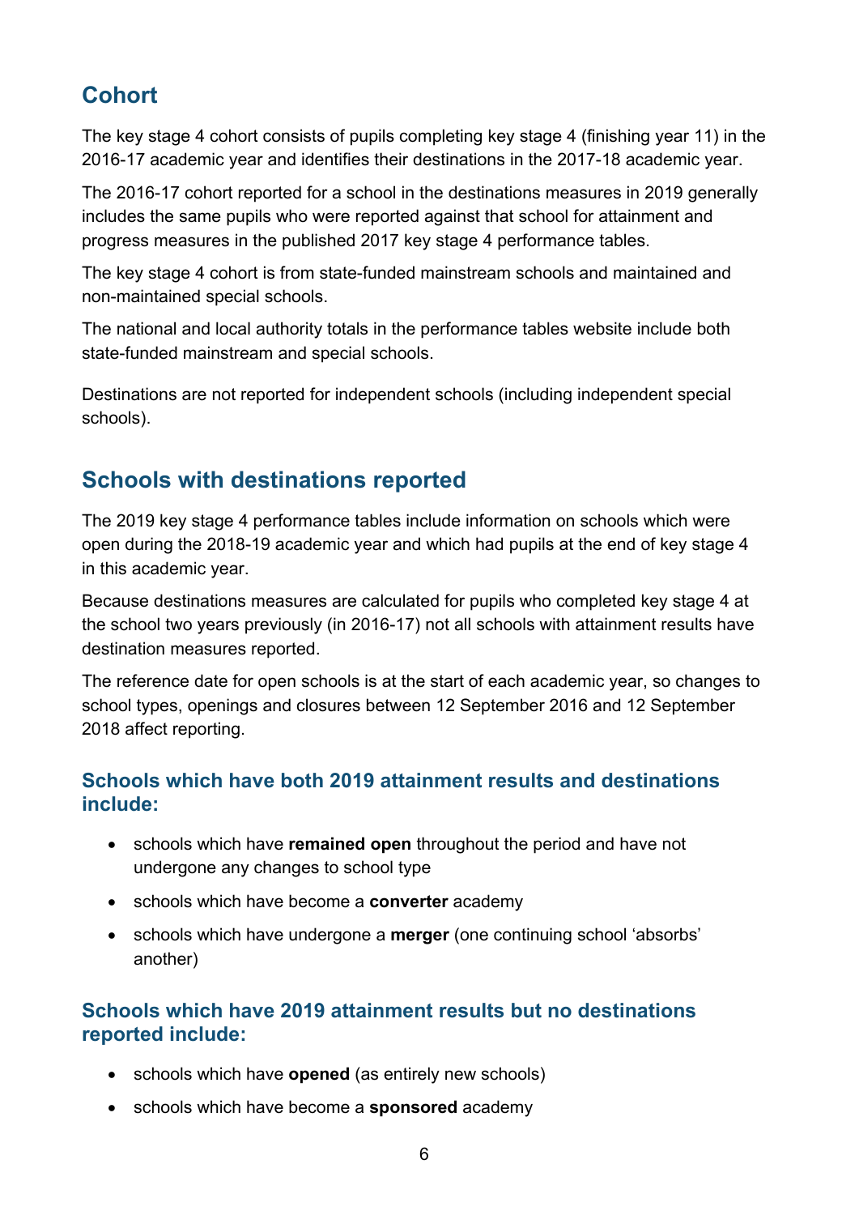## Cohort

The key stage 4 cohort consists of pupils completing key stage 4 (finishing year 11) in the 2016-17 academic year and identifies their destinations in the 2017-18 academic year.

The 2016-17 cohort reported for a school in the destinations measures in 2019 generally includes the same pupils who were reported against that school for attainment and progress measures in the published 2017 key stage 4 performance tables.

The key stage 4 cohort is from state-funded mainstream schools and maintained and non-maintained special schools.

The national and local authority totals in the performance tables website include both state-funded mainstream and special schools.

Destinations are not reported for independent schools (including independent special schools).

## Schools with destinations reported

The 2019 key stage 4 performance tables include information on schools which were open during the 2018-19 academic year and which had pupils at the end of key stage 4 in this academic year.

Because destinations measures are calculated for pupils who completed key stage 4 at the school two years previously (in 2016-17) not all schools with attainment results have destination measures reported.

The reference date for open schools is at the start of each academic year, so changes to school types, openings and closures between 12 September 2016 and 12 September 2018 affect reporting.

### Schools which have both 2019 attainment results and destinations include:

- schools which have **remained open** throughout the period and have not undergone any changes to school type
- schools which have become a **converter** academy
- schools which have undergone a **merger** (one continuing school 'absorbs' another)

### Schools which have 2019 attainment results but no destinations reported include:

- schools which have **opened** (as entirely new schools)
- schools which have become a **sponsored** academy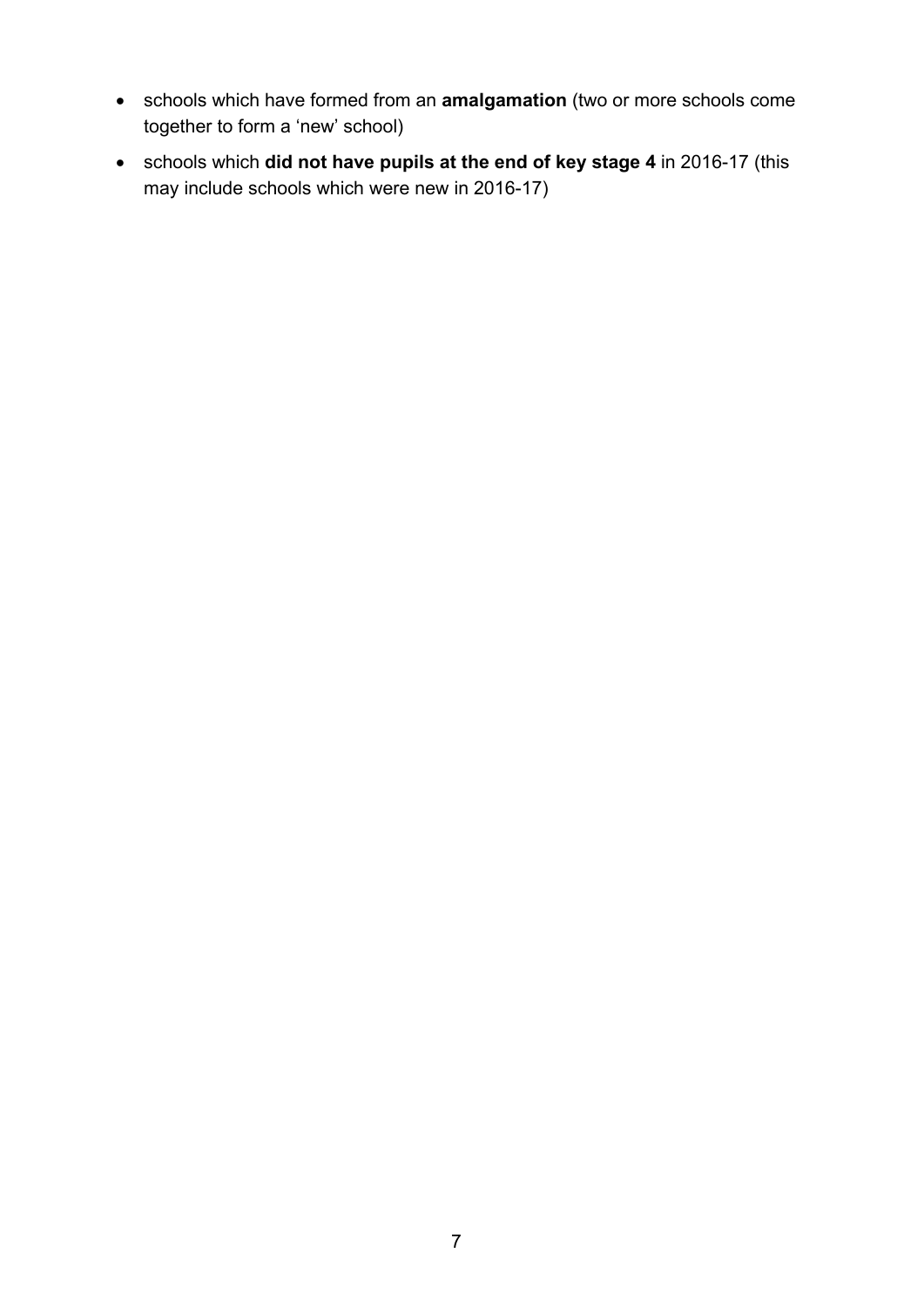- schools which have formed from an **amalgamation** (two or more schools come together to form a 'new' school)
- schools which **did not have pupils at the end of key stage 4** in 2016-17 (this may include schools which were new in 2016-17)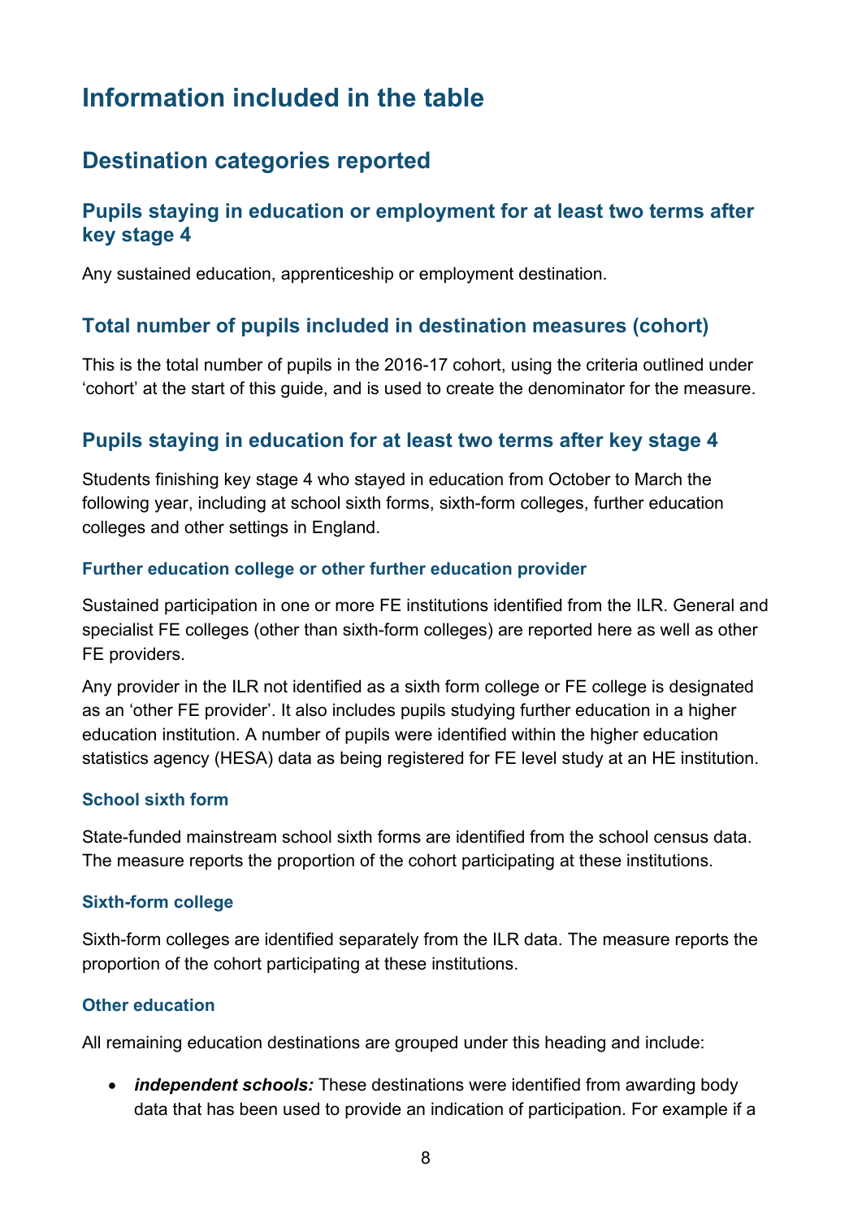# Information included in the table

## Destination categories reported

### Pupils staying in education or employment for at least two terms after key stage 4

Any sustained education, apprenticeship or employment destination.

### Total number of pupils included in destination measures (cohort)

This is the total number of pupils in the 2016-17 cohort, using the criteria outlined under ‘cohort’ at the start of this guide, and is used to create the denominator for the measure.

### Pupils staying in education for at least two terms after key stage 4

Students finishing key stage 4 who stayed in education from October to March the following year, including at school sixth forms, sixth-form colleges, further education colleges and other settings in England.

#### Further education college or other further education provider

Sustained participation in one or more FE institutions identified from the ILR. General and specialist FE colleges (other than sixth-form colleges) are reported here as well as other FE providers.

Any provider in the ILR not identified as a sixth form college or FE college is designated as an ‘other FE provider’. It also includes pupils studying further education in a higher education institution. A number of pupils were identified within the higher education statistics agency (HESA) data as being registered for FE level study at an HE institution.

#### School sixth form

State-funded mainstream school sixth forms are identified from the school census data. The measure reports the proportion of the cohort participating at these institutions.

#### Sixth-form college

Sixth-form colleges are identified separately from the ILR data. The measure reports the proportion of the cohort participating at these institutions.

#### Other education

All remaining education destinations are grouped under this heading and include:

- ***independent schools:*** These destinations were identified from awarding body data that has been used to provide an indication of participation. For example if a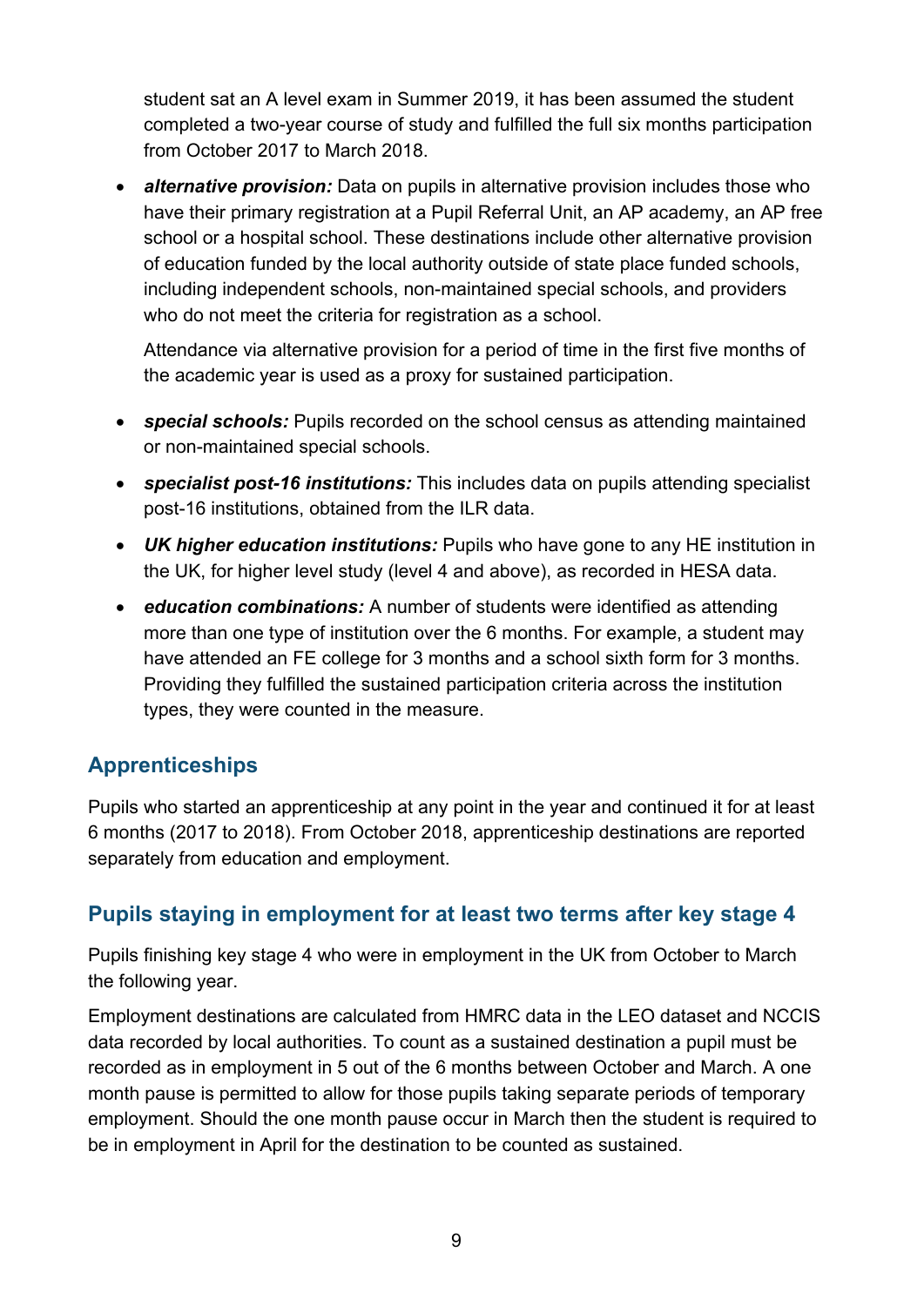student sat an A level exam in Summer 2019, it has been assumed the student completed a two-year course of study and fulfilled the full six months participation from October 2017 to March 2018.

- ***alternative provision:*** Data on pupils in alternative provision includes those who have their primary registration at a Pupil Referral Unit, an AP academy, an AP free school or a hospital school. These destinations include other alternative provision of education funded by the local authority outside of state place funded schools, including independent schools, non-maintained special schools, and providers who do not meet the criteria for registration as a school.

  Attendance via alternative provision for a period of time in the first five months of the academic year is used as a proxy for sustained participation.

- ***special schools:*** Pupils recorded on the school census as attending maintained or non-maintained special schools.
- ***specialist post-16 institutions:*** This includes data on pupils attending specialist post-16 institutions, obtained from the ILR data.
- ***UK higher education institutions:*** Pupils who have gone to any HE institution in the UK, for higher level study (level 4 and above), as recorded in HESA data.
- ***education combinations:*** A number of students were identified as attending more than one type of institution over the 6 months. For example, a student may have attended an FE college for 3 months and a school sixth form for 3 months. Providing they fulfilled the sustained participation criteria across the institution types, they were counted in the measure.

## Apprenticeships

Pupils who started an apprenticeship at any point in the year and continued it for at least 6 months (2017 to 2018). From October 2018, apprenticeship destinations are reported separately from education and employment.

## Pupils staying in employment for at least two terms after key stage 4

Pupils finishing key stage 4 who were in employment in the UK from October to March the following year.

Employment destinations are calculated from HMRC data in the LEO dataset and NCCIS data recorded by local authorities. To count as a sustained destination a pupil must be recorded as in employment in 5 out of the 6 months between October and March. A one month pause is permitted to allow for those pupils taking separate periods of temporary employment. Should the one month pause occur in March then the student is required to be in employment in April for the destination to be counted as sustained.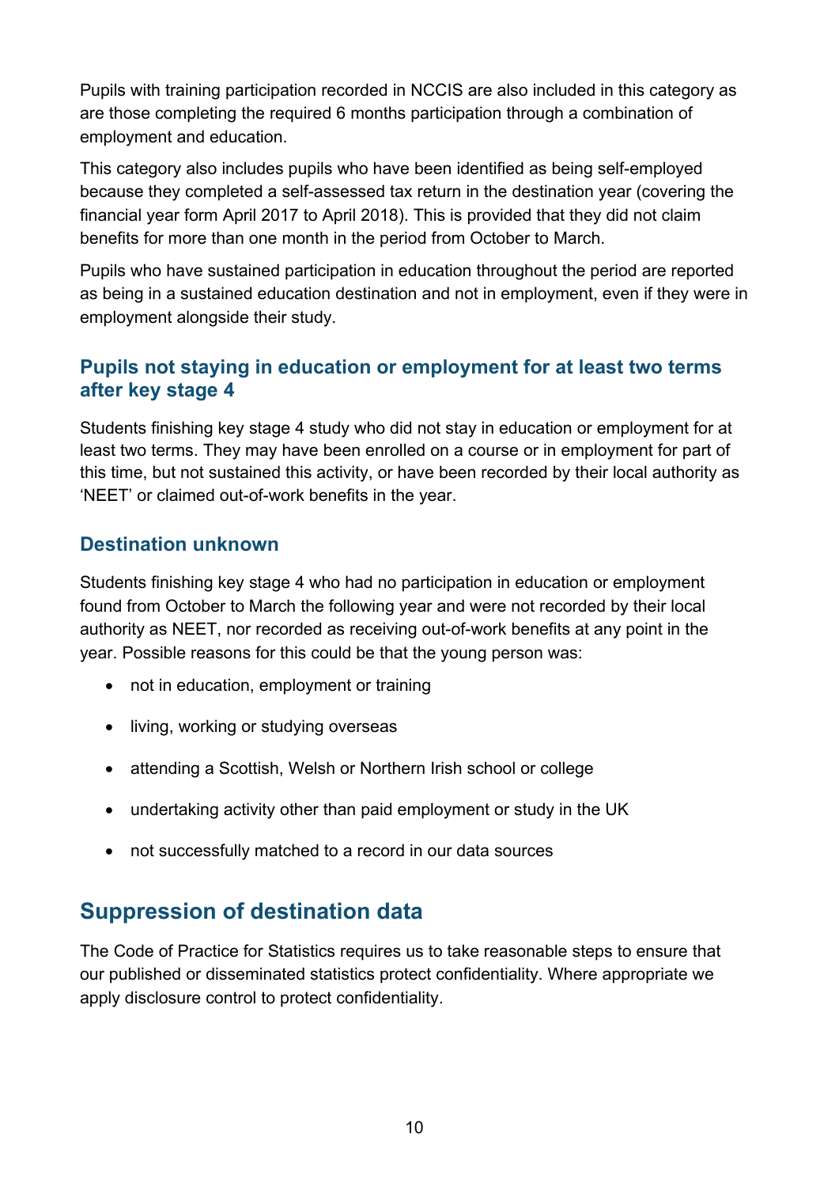Pupils with training participation recorded in NCCIS are also included in this category as are those completing the required 6 months participation through a combination of employment and education.

This category also includes pupils who have been identified as being self-employed because they completed a self-assessed tax return in the destination year (covering the financial year form April 2017 to April 2018). This is provided that they did not claim benefits for more than one month in the period from October to March.

Pupils who have sustained participation in education throughout the period are reported as being in a sustained education destination and not in employment, even if they were in employment alongside their study.

### Pupils not staying in education or employment for at least two terms after key stage 4

Students finishing key stage 4 study who did not stay in education or employment for at least two terms. They may have been enrolled on a course or in employment for part of this time, but not sustained this activity, or have been recorded by their local authority as 'NEET' or claimed out-of-work benefits in the year.

### Destination unknown

Students finishing key stage 4 who had no participation in education or employment found from October to March the following year and were not recorded by their local authority as NEET, nor recorded as receiving out-of-work benefits at any point in the year. Possible reasons for this could be that the young person was:

- not in education, employment or training
- living, working or studying overseas
- attending a Scottish, Welsh or Northern Irish school or college
- undertaking activity other than paid employment or study in the UK
- not successfully matched to a record in our data sources

## Suppression of destination data

The Code of Practice for Statistics requires us to take reasonable steps to ensure that our published or disseminated statistics protect confidentiality. Where appropriate we apply disclosure control to protect confidentiality.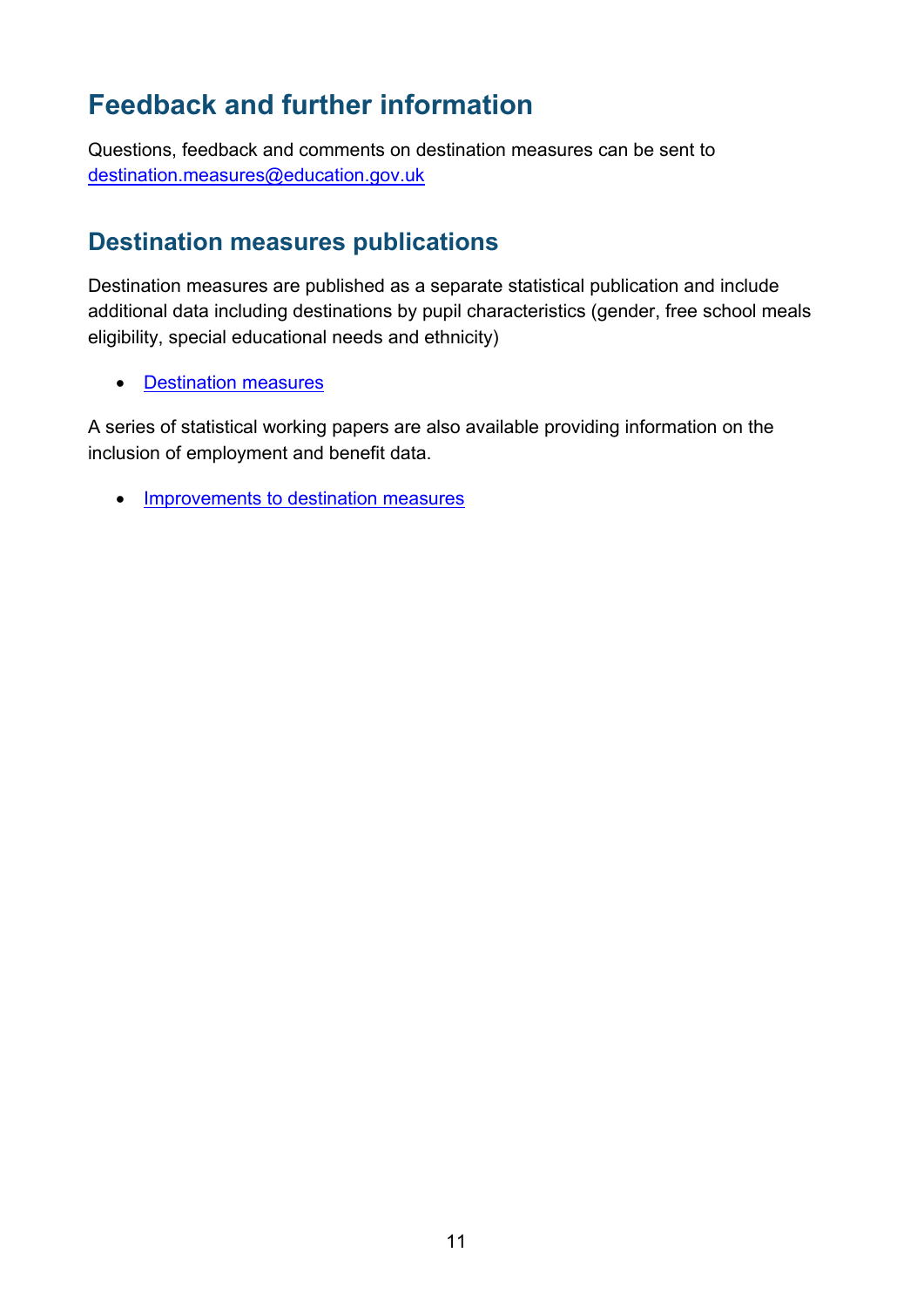## Feedback and further information

Questions, feedback and comments on destination measures can be sent to destination.measures@education.gov.uk

## Destination measures publications

Destination measures are published as a separate statistical publication and include additional data including destinations by pupil characteristics (gender, free school meals eligibility, special educational needs and ethnicity)

- Destination measures

A series of statistical working papers are also available providing information on the inclusion of employment and benefit data.

- Improvements to destination measures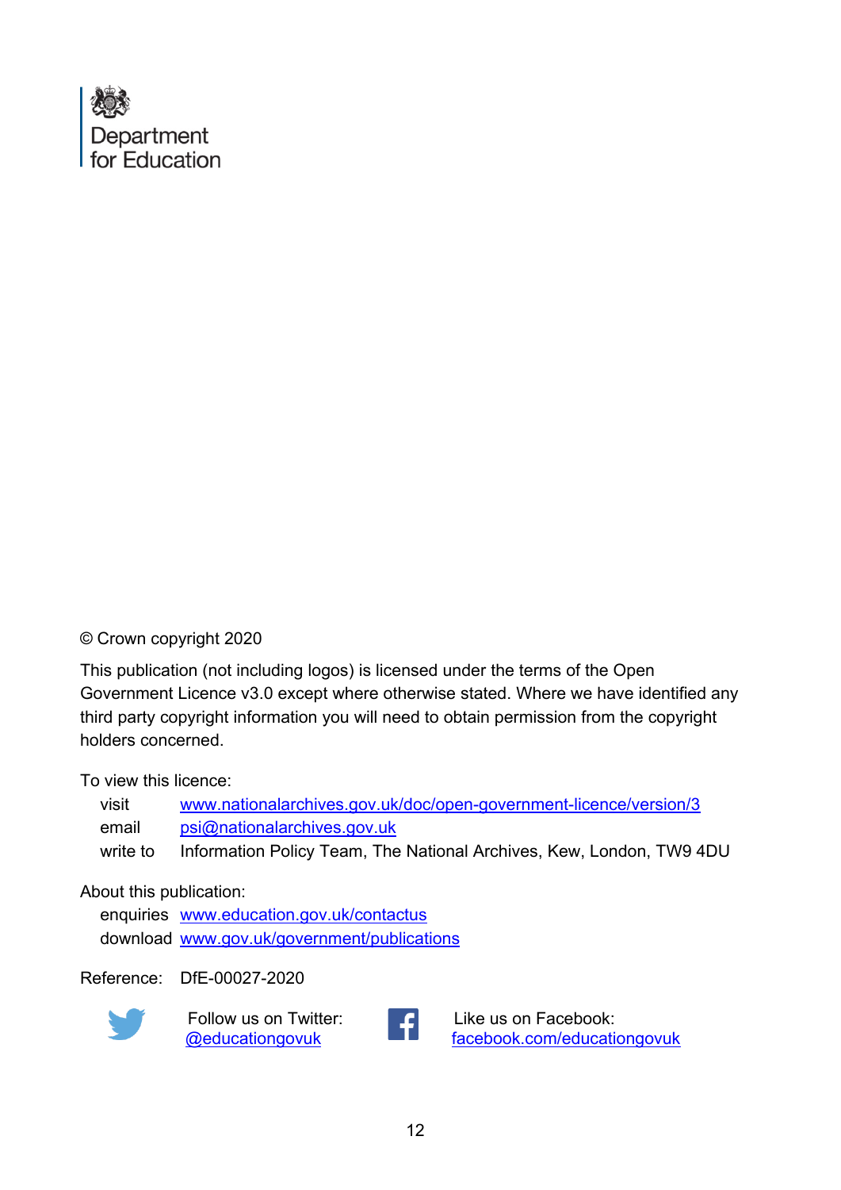Department for Education

© Crown copyright 2020

This publication (not including logos) is licensed under the terms of the Open Government Licence v3.0 except where otherwise stated. Where we have identified any third party copyright information you will need to obtain permission from the copyright holders concerned.

To view this licence:

visit www.nationalarchives.gov.uk/doc/open-government-licence/version/3
email psi@nationalarchives.gov.uk
write to Information Policy Team, The National Archives, Kew, London, TW9 4DU

About this publication:

enquiries www.education.gov.uk/contactus
download www.gov.uk/government/publications

Reference: DfE-00027-2020

Follow us on Twitter: @educationgovuk

Like us on Facebook: facebook.com/educationgovuk